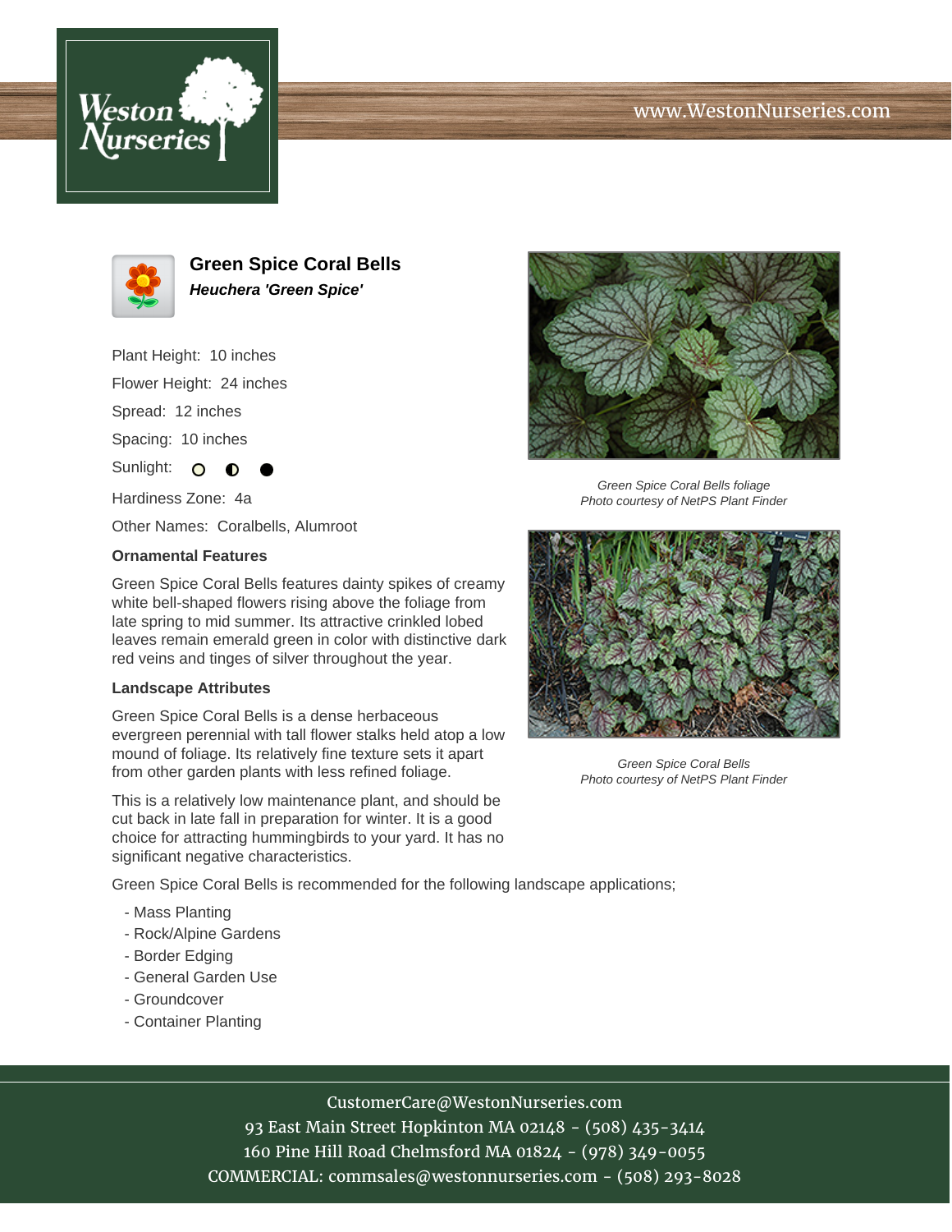Weston Nurseries

www.WestonNurseries.com

# Green Spice Coral Bells

***Heuchera 'Green Spice'***

Plant Height: 10 inches

Flower Height: 24 inches

Spread: 12 inches

Spacing: 10 inches

Sunlight: ○ ◐ ●

Hardiness Zone: 4a

Other Names: Coralbells, Alumroot

Green Spice Coral Bells foliage
Photo courtesy of NetPS Plant Finder

### Ornamental Features

Green Spice Coral Bells features dainty spikes of creamy white bell-shaped flowers rising above the foliage from late spring to mid summer. Its attractive crinkled lobed leaves remain emerald green in color with distinctive dark red veins and tinges of silver throughout the year.

### Landscape Attributes

Green Spice Coral Bells is a dense herbaceous evergreen perennial with tall flower stalks held atop a low mound of foliage. Its relatively fine texture sets it apart from other garden plants with less refined foliage.

Green Spice Coral Bells
Photo courtesy of NetPS Plant Finder

This is a relatively low maintenance plant, and should be cut back in late fall in preparation for winter. It is a good choice for attracting hummingbirds to your yard. It has no significant negative characteristics.

Green Spice Coral Bells is recommended for the following landscape applications;

- Mass Planting
- Rock/Alpine Gardens
- Border Edging
- General Garden Use
- Groundcover
- Container Planting

CustomerCare@WestonNurseries.com
93 East Main Street Hopkinton MA 02148 - (508) 435-3414
160 Pine Hill Road Chelmsford MA 01824 - (978) 349-0055
COMMERCIAL: commsales@westonnurseries.com - (508) 293-8028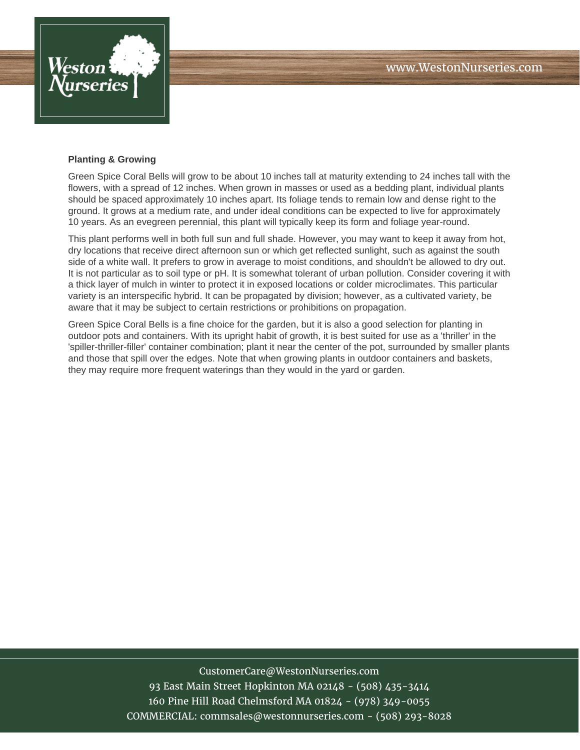## Planting & Growing

Green Spice Coral Bells will grow to be about 10 inches tall at maturity extending to 24 inches tall with the flowers, with a spread of 12 inches. When grown in masses or used as a bedding plant, individual plants should be spaced approximately 10 inches apart. Its foliage tends to remain low and dense right to the ground. It grows at a medium rate, and under ideal conditions can be expected to live for approximately 10 years. As an evegreen perennial, this plant will typically keep its form and foliage year-round.

This plant performs well in both full sun and full shade. However, you may want to keep it away from hot, dry locations that receive direct afternoon sun or which get reflected sunlight, such as against the south side of a white wall. It prefers to grow in average to moist conditions, and shouldn't be allowed to dry out. It is not particular as to soil type or pH. It is somewhat tolerant of urban pollution. Consider covering it with a thick layer of mulch in winter to protect it in exposed locations or colder microclimates. This particular variety is an interspecific hybrid. It can be propagated by division; however, as a cultivated variety, be aware that it may be subject to certain restrictions or prohibitions on propagation.

Green Spice Coral Bells is a fine choice for the garden, but it is also a good selection for planting in outdoor pots and containers. With its upright habit of growth, it is best suited for use as a 'thriller' in the 'spiller-thriller-filler' container combination; plant it near the center of the pot, surrounded by smaller plants and those that spill over the edges. Note that when growing plants in outdoor containers and baskets, they may require more frequent waterings than they would in the yard or garden.